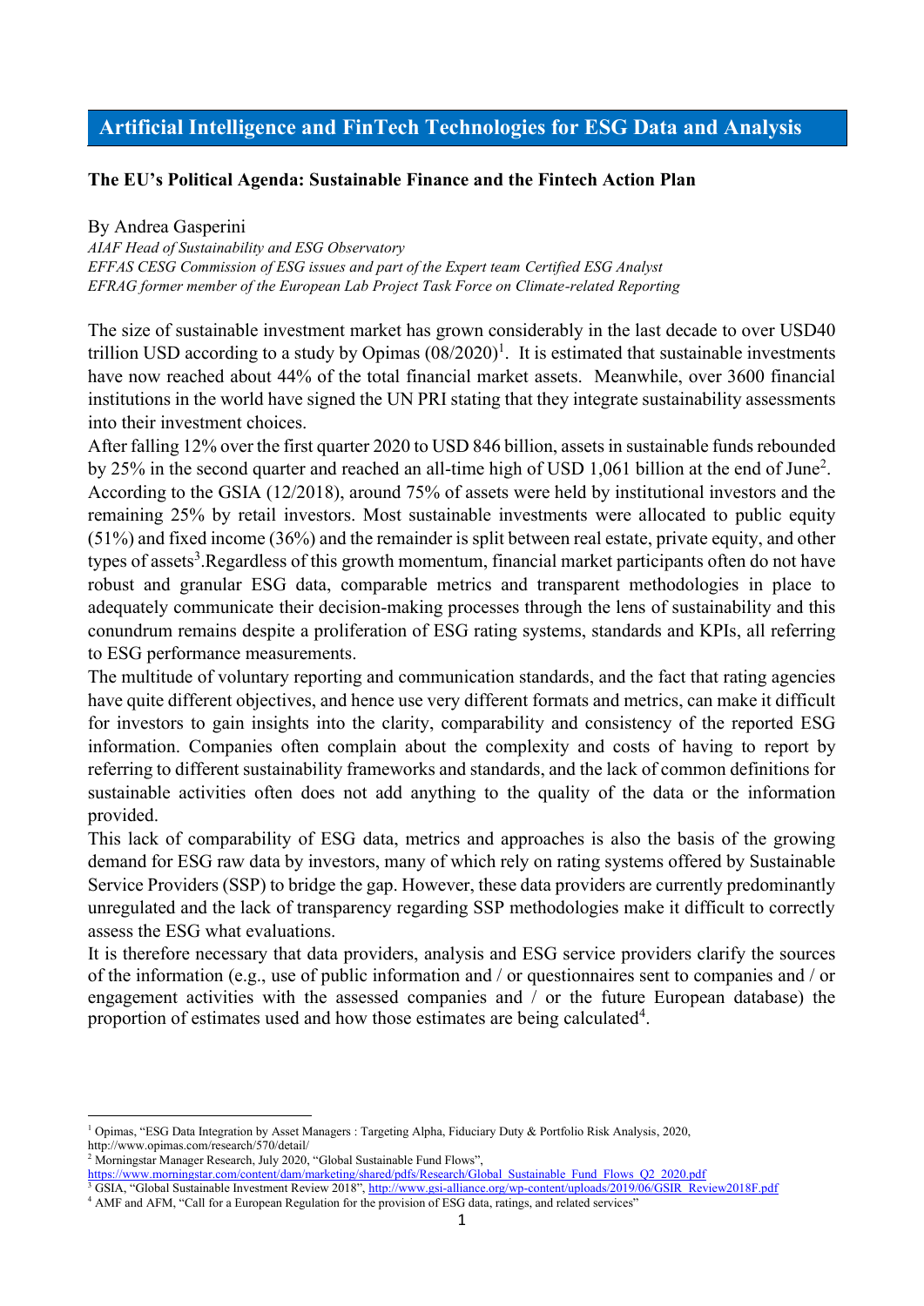# Artificial Intelligence and FinTech Technologies for ESG Data and Analysis

## The EU's Political Agenda: Sustainable Finance and the Fintech Action Plan

By Andrea Gasperini

*AIAF Head of Sustainability and ESG Observatory*
*EFFAS CESG Commission of ESG issues and part of the Expert team Certified ESG Analyst*
*EFRAG former member of the European Lab Project Task Force on Climate-related Reporting*

The size of sustainable investment market has grown considerably in the last decade to over USD40 trillion USD according to a study by Opimas (08/2020)[1]. It is estimated that sustainable investments have now reached about 44% of the total financial market assets. Meanwhile, over 3600 financial institutions in the world have signed the UN PRI stating that they integrate sustainability assessments into their investment choices.

After falling 12% over the first quarter 2020 to USD 846 billion, assets in sustainable funds rebounded by 25% in the second quarter and reached an all-time high of USD 1,061 billion at the end of June[2]. According to the GSIA (12/2018), around 75% of assets were held by institutional investors and the remaining 25% by retail investors. Most sustainable investments were allocated to public equity (51%) and fixed income (36%) and the remainder is split between real estate, private equity, and other types of assets[3].Regardless of this growth momentum, financial market participants often do not have robust and granular ESG data, comparable metrics and transparent methodologies in place to adequately communicate their decision-making processes through the lens of sustainability and this conundrum remains despite a proliferation of ESG rating systems, standards and KPIs, all referring to ESG performance measurements.

The multitude of voluntary reporting and communication standards, and the fact that rating agencies have quite different objectives, and hence use very different formats and metrics, can make it difficult for investors to gain insights into the clarity, comparability and consistency of the reported ESG information. Companies often complain about the complexity and costs of having to report by referring to different sustainability frameworks and standards, and the lack of common definitions for sustainable activities often does not add anything to the quality of the data or the information provided.

This lack of comparability of ESG data, metrics and approaches is also the basis of the growing demand for ESG raw data by investors, many of which rely on rating systems offered by Sustainable Service Providers (SSP) to bridge the gap. However, these data providers are currently predominantly unregulated and the lack of transparency regarding SSP methodologies make it difficult to correctly assess the ESG what evaluations.

It is therefore necessary that data providers, analysis and ESG service providers clarify the sources of the information (e.g., use of public information and / or questionnaires sent to companies and / or engagement activities with the assessed companies and / or the future European database) the proportion of estimates used and how those estimates are being calculated[4].

---

[1] Opimas, "ESG Data Integration by Asset Managers : Targeting Alpha, Fiduciary Duty & Portfolio Risk Analysis, 2020, http://www.opimas.com/research/570/detail/

[2] Morningstar Manager Research, July 2020, "Global Sustainable Fund Flows", https://www.morningstar.com/content/dam/marketing/shared/pdfs/Research/Global_Sustainable_Fund_Flows_Q2_2020.pdf

[3] GSIA, "Global Sustainable Investment Review 2018", http://www.gsi-alliance.org/wp-content/uploads/2019/06/GSIR_Review2018F.pdf

[4] AMF and AFM, "Call for a European Regulation for the provision of ESG data, ratings, and related services"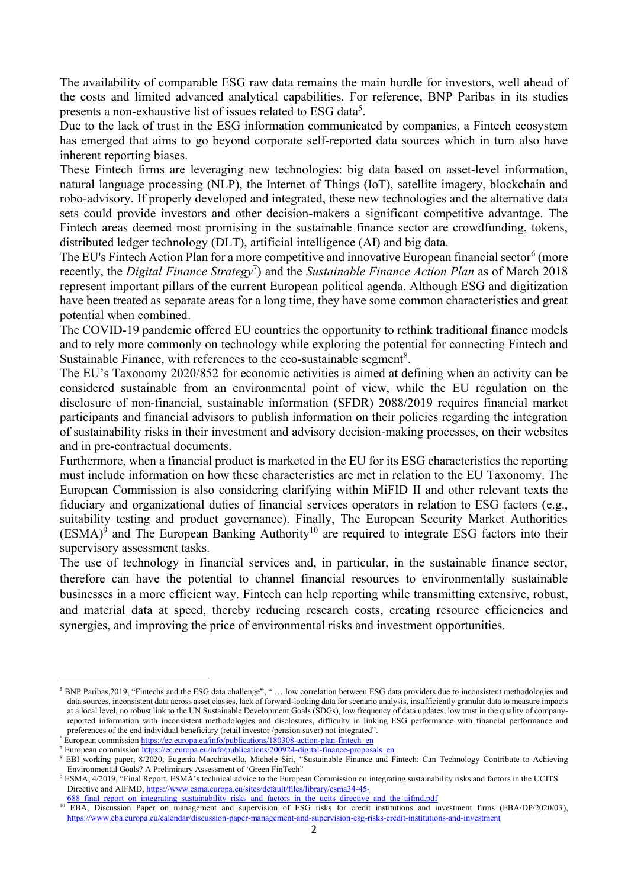The availability of comparable ESG raw data remains the main hurdle for investors, well ahead of the costs and limited advanced analytical capabilities. For reference, BNP Paribas in its studies presents a non-exhaustive list of issues related to ESG data[5].

Due to the lack of trust in the ESG information communicated by companies, a Fintech ecosystem has emerged that aims to go beyond corporate self-reported data sources which in turn also have inherent reporting biases.

These Fintech firms are leveraging new technologies: big data based on asset-level information, natural language processing (NLP), the Internet of Things (IoT), satellite imagery, blockchain and robo-advisory. If properly developed and integrated, these new technologies and the alternative data sets could provide investors and other decision-makers a significant competitive advantage. The Fintech areas deemed most promising in the sustainable finance sector are crowdfunding, tokens, distributed ledger technology (DLT), artificial intelligence (AI) and big data.

The EU's Fintech Action Plan for a more competitive and innovative European financial sector[6] (more recently, the *Digital Finance Strategy*[7]) and the *Sustainable Finance Action Plan* as of March 2018 represent important pillars of the current European political agenda. Although ESG and digitization have been treated as separate areas for a long time, they have some common characteristics and great potential when combined.

The COVID-19 pandemic offered EU countries the opportunity to rethink traditional finance models and to rely more commonly on technology while exploring the potential for connecting Fintech and Sustainable Finance, with references to the eco-sustainable segment[8].

The EU's Taxonomy 2020/852 for economic activities is aimed at defining when an activity can be considered sustainable from an environmental point of view, while the EU regulation on the disclosure of non-financial, sustainable information (SFDR) 2088/2019 requires financial market participants and financial advisors to publish information on their policies regarding the integration of sustainability risks in their investment and advisory decision-making processes, on their websites and in pre-contractual documents.

Furthermore, when a financial product is marketed in the EU for its ESG characteristics the reporting must include information on how these characteristics are met in relation to the EU Taxonomy. The European Commission is also considering clarifying within MiFID II and other relevant texts the fiduciary and organizational duties of financial services operators in relation to ESG factors (e.g., suitability testing and product governance). Finally, The European Security Market Authorities (ESMA)[9] and The European Banking Authority[10] are required to integrate ESG factors into their supervisory assessment tasks.

The use of technology in financial services and, in particular, in the sustainable finance sector, therefore can have the potential to channel financial resources to environmentally sustainable businesses in a more efficient way. Fintech can help reporting while transmitting extensive, robust, and material data at speed, thereby reducing research costs, creating resource efficiencies and synergies, and improving the price of environmental risks and investment opportunities.

---

[5] BNP Paribas,2019, "Fintechs and the ESG data challenge", " … low correlation between ESG data providers due to inconsistent methodologies and data sources, inconsistent data across asset classes, lack of forward-looking data for scenario analysis, insufficiently granular data to measure impacts at a local level, no robust link to the UN Sustainable Development Goals (SDGs), low frequency of data updates, low trust in the quality of company-reported information with inconsistent methodologies and disclosures, difficulty in linking ESG performance with financial performance and preferences of the end individual beneficiary (retail investor /pension saver) not integrated".

[6] European commission https://ec.europa.eu/info/publications/180308-action-plan-fintech_en

[7] European commission https://ec.europa.eu/info/publications/200924-digital-finance-proposals_en

[8] EBI working paper, 8/2020, Eugenia Macchiavello, Michele Siri, "Sustainable Finance and Fintech: Can Technology Contribute to Achieving Environmental Goals? A Preliminary Assessment of 'Green FinTech"

[9] ESMA, 4/2019, "Final Report. ESMA's technical advice to the European Commission on integrating sustainability risks and factors in the UCITS Directive and AIFMD, https://www.esma.europa.eu/sites/default/files/library/esma34-45-688_final_report_on_integrating_sustainability_risks_and_factors_in_the_ucits_directive_and_the_aifmd.pdf

[10] EBA, Discussion Paper on management and supervision of ESG risks for credit institutions and investment firms (EBA/DP/2020/03), https://www.eba.europa.eu/calendar/discussion-paper-management-and-supervision-esg-risks-credit-institutions-and-investment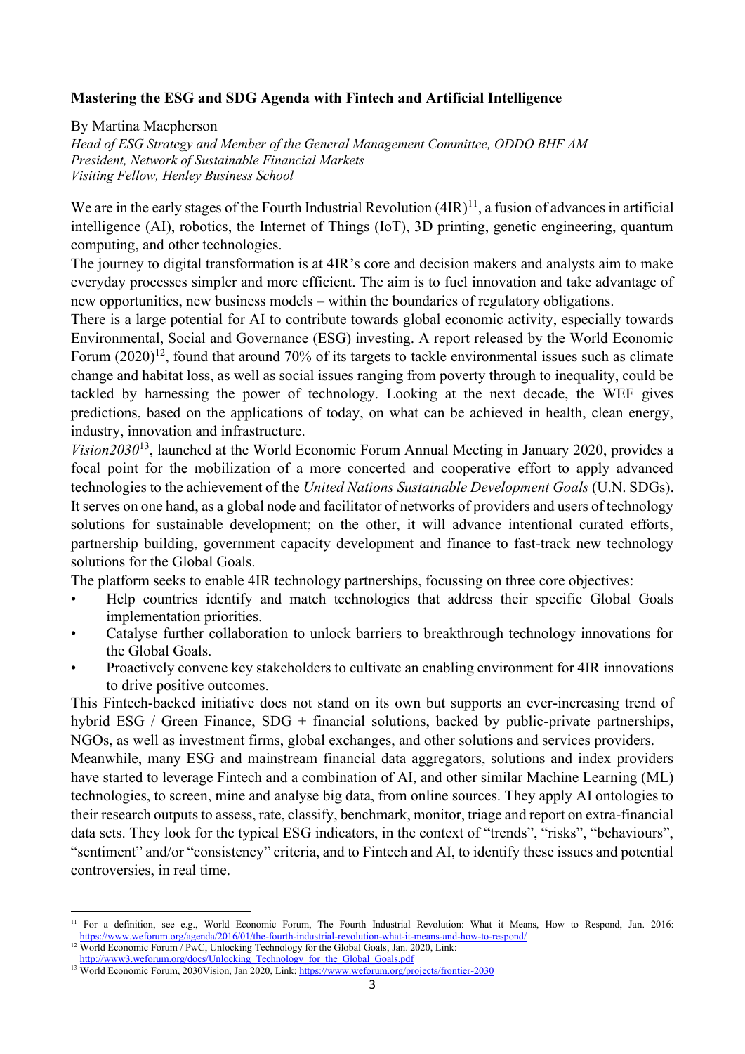**Mastering the ESG and SDG Agenda with Fintech and Artificial Intelligence**

By Martina Macpherson
*Head of ESG Strategy and Member of the General Management Committee, ODDO BHF AM*
*President, Network of Sustainable Financial Markets*
*Visiting Fellow, Henley Business School*

We are in the early stages of the Fourth Industrial Revolution (4IR)[11], a fusion of advances in artificial intelligence (AI), robotics, the Internet of Things (IoT), 3D printing, genetic engineering, quantum computing, and other technologies.

The journey to digital transformation is at 4IR's core and decision makers and analysts aim to make everyday processes simpler and more efficient. The aim is to fuel innovation and take advantage of new opportunities, new business models – within the boundaries of regulatory obligations.

There is a large potential for AI to contribute towards global economic activity, especially towards Environmental, Social and Governance (ESG) investing. A report released by the World Economic Forum (2020)[12], found that around 70% of its targets to tackle environmental issues such as climate change and habitat loss, as well as social issues ranging from poverty through to inequality, could be tackled by harnessing the power of technology. Looking at the next decade, the WEF gives predictions, based on the applications of today, on what can be achieved in health, clean energy, industry, innovation and infrastructure.

*Vision2030*[13], launched at the World Economic Forum Annual Meeting in January 2020, provides a focal point for the mobilization of a more concerted and cooperative effort to apply advanced technologies to the achievement of the *United Nations Sustainable Development Goals* (U.N. SDGs). It serves on one hand, as a global node and facilitator of networks of providers and users of technology solutions for sustainable development; on the other, it will advance intentional curated efforts, partnership building, government capacity development and finance to fast-track new technology solutions for the Global Goals.

The platform seeks to enable 4IR technology partnerships, focussing on three core objectives:

- Help countries identify and match technologies that address their specific Global Goals implementation priorities.
- Catalyse further collaboration to unlock barriers to breakthrough technology innovations for the Global Goals.
- Proactively convene key stakeholders to cultivate an enabling environment for 4IR innovations to drive positive outcomes.

This Fintech-backed initiative does not stand on its own but supports an ever-increasing trend of hybrid ESG / Green Finance, SDG + financial solutions, backed by public-private partnerships, NGOs, as well as investment firms, global exchanges, and other solutions and services providers.

Meanwhile, many ESG and mainstream financial data aggregators, solutions and index providers have started to leverage Fintech and a combination of AI, and other similar Machine Learning (ML) technologies, to screen, mine and analyse big data, from online sources. They apply AI ontologies to their research outputs to assess, rate, classify, benchmark, monitor, triage and report on extra-financial data sets. They look for the typical ESG indicators, in the context of "trends", "risks", "behaviours", "sentiment" and/or "consistency" criteria, and to Fintech and AI, to identify these issues and potential controversies, in real time.

---

[11] For a definition, see e.g., World Economic Forum, The Fourth Industrial Revolution: What it Means, How to Respond, Jan. 2016: https://www.weforum.org/agenda/2016/01/the-fourth-industrial-revolution-what-it-means-and-how-to-respond/

[12] World Economic Forum / PwC, Unlocking Technology for the Global Goals, Jan. 2020, Link: http://www3.weforum.org/docs/Unlocking_Technology_for_the_Global_Goals.pdf

[13] World Economic Forum, 2030Vision, Jan 2020, Link: https://www.weforum.org/projects/frontier-2030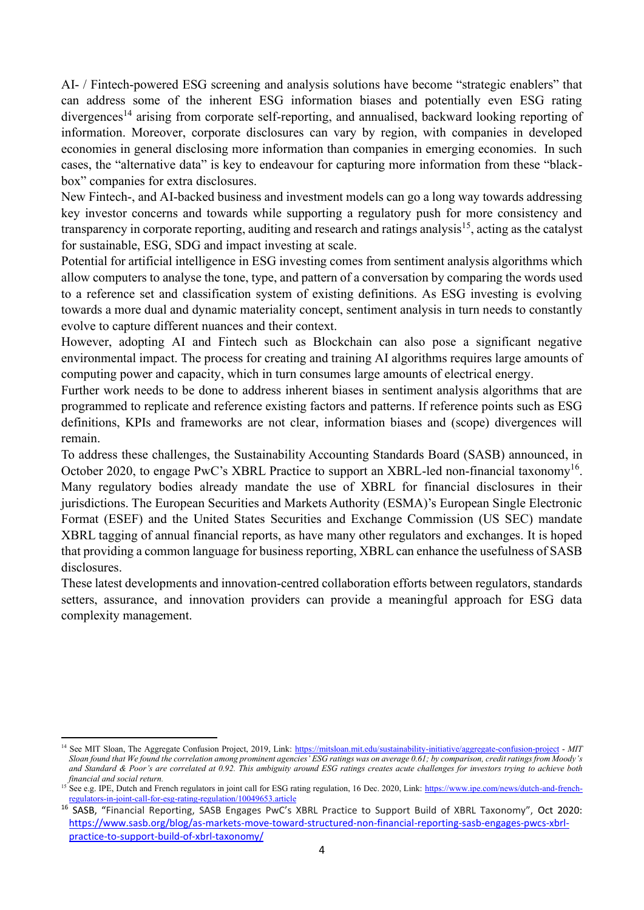AI- / Fintech-powered ESG screening and analysis solutions have become "strategic enablers" that can address some of the inherent ESG information biases and potentially even ESG rating divergences[14] arising from corporate self-reporting, and annualised, backward looking reporting of information. Moreover, corporate disclosures can vary by region, with companies in developed economies in general disclosing more information than companies in emerging economies. In such cases, the "alternative data" is key to endeavour for capturing more information from these "black-box" companies for extra disclosures.

New Fintech-, and AI-backed business and investment models can go a long way towards addressing key investor concerns and towards while supporting a regulatory push for more consistency and transparency in corporate reporting, auditing and research and ratings analysis[15], acting as the catalyst for sustainable, ESG, SDG and impact investing at scale.

Potential for artificial intelligence in ESG investing comes from sentiment analysis algorithms which allow computers to analyse the tone, type, and pattern of a conversation by comparing the words used to a reference set and classification system of existing definitions. As ESG investing is evolving towards a more dual and dynamic materiality concept, sentiment analysis in turn needs to constantly evolve to capture different nuances and their context.

However, adopting AI and Fintech such as Blockchain can also pose a significant negative environmental impact. The process for creating and training AI algorithms requires large amounts of computing power and capacity, which in turn consumes large amounts of electrical energy.

Further work needs to be done to address inherent biases in sentiment analysis algorithms that are programmed to replicate and reference existing factors and patterns. If reference points such as ESG definitions, KPIs and frameworks are not clear, information biases and (scope) divergences will remain.

To address these challenges, the Sustainability Accounting Standards Board (SASB) announced, in October 2020, to engage PwC's XBRL Practice to support an XBRL-led non-financial taxonomy[16]. Many regulatory bodies already mandate the use of XBRL for financial disclosures in their jurisdictions. The European Securities and Markets Authority (ESMA)'s European Single Electronic Format (ESEF) and the United States Securities and Exchange Commission (US SEC) mandate XBRL tagging of annual financial reports, as have many other regulators and exchanges. It is hoped that providing a common language for business reporting, XBRL can enhance the usefulness of SASB disclosures.

These latest developments and innovation-centred collaboration efforts between regulators, standards setters, assurance, and innovation providers can provide a meaningful approach for ESG data complexity management.

---

[14] See MIT Sloan, The Aggregate Confusion Project, 2019, Link: https://mitsloan.mit.edu/sustainability-initiative/aggregate-confusion-project - *MIT Sloan found that We found the correlation among prominent agencies' ESG ratings was on average 0.61; by comparison, credit ratings from Moody's and Standard & Poor's are correlated at 0.92. This ambiguity around ESG ratings creates acute challenges for investors trying to achieve both financial and social return.*

[15] See e.g. IPE, Dutch and French regulators in joint call for ESG rating regulation, 16 Dec. 2020, Link: https://www.ipe.com/news/dutch-and-french-regulators-in-joint-call-for-esg-rating-regulation/10049653.article

[16] SASB, "Financial Reporting, SASB Engages PwC's XBRL Practice to Support Build of XBRL Taxonomy", Oct 2020: https://www.sasb.org/blog/as-markets-move-toward-structured-non-financial-reporting-sasb-engages-pwcs-xbrl-practice-to-support-build-of-xbrl-taxonomy/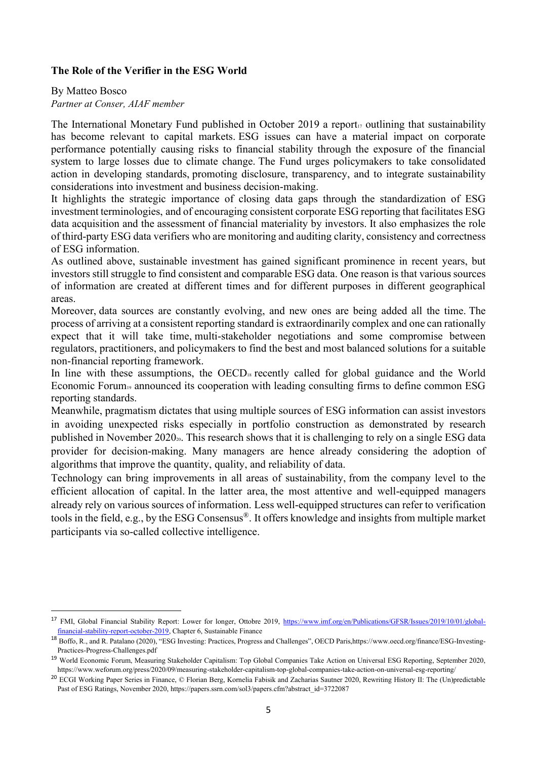**The Role of the Verifier in the ESG World**

By Matteo Bosco
*Partner at Conser, AIAF member*

The International Monetary Fund published in October 2019 a report[17] outlining that sustainability has become relevant to capital markets. ESG issues can have a material impact on corporate performance potentially causing risks to financial stability through the exposure of the financial system to large losses due to climate change. The Fund urges policymakers to take consolidated action in developing standards, promoting disclosure, transparency, and to integrate sustainability considerations into investment and business decision-making.
It highlights the strategic importance of closing data gaps through the standardization of ESG investment terminologies, and of encouraging consistent corporate ESG reporting that facilitates ESG data acquisition and the assessment of financial materiality by investors. It also emphasizes the role of third-party ESG data verifiers who are monitoring and auditing clarity, consistency and correctness of ESG information.
As outlined above, sustainable investment has gained significant prominence in recent years, but investors still struggle to find consistent and comparable ESG data. One reason is that various sources of information are created at different times and for different purposes in different geographical areas.
Moreover, data sources are constantly evolving, and new ones are being added all the time. The process of arriving at a consistent reporting standard is extraordinarily complex and one can rationally expect that it will take time, multi-stakeholder negotiations and some compromise between regulators, practitioners, and policymakers to find the best and most balanced solutions for a suitable non-financial reporting framework.
In line with these assumptions, the OECD[18] recently called for global guidance and the World Economic Forum[19] announced its cooperation with leading consulting firms to define common ESG reporting standards.
Meanwhile, pragmatism dictates that using multiple sources of ESG information can assist investors in avoiding unexpected risks especially in portfolio construction as demonstrated by research published in November 2020[20]. This research shows that it is challenging to rely on a single ESG data provider for decision-making. Many managers are hence already considering the adoption of algorithms that improve the quantity, quality, and reliability of data.
Technology can bring improvements in all areas of sustainability, from the company level to the efficient allocation of capital. In the latter area, the most attentive and well-equipped managers already rely on various sources of information. Less well-equipped structures can refer to verification tools in the field, e.g., by the ESG Consensus®. It offers knowledge and insights from multiple market participants via so-called collective intelligence.

---

[17] FMI, Global Financial Stability Report: Lower for longer, Ottobre 2019, https://www.imf.org/en/Publications/GFSR/Issues/2019/10/01/global-financial-stability-report-october-2019, Chapter 6, Sustainable Finance

[18] Boffo, R., and R. Patalano (2020), "ESG Investing: Practices, Progress and Challenges", OECD Paris,https://www.oecd.org/finance/ESG-Investing-Practices-Progress-Challenges.pdf

[19] World Economic Forum, Measuring Stakeholder Capitalism: Top Global Companies Take Action on Universal ESG Reporting, September 2020, https://www.weforum.org/press/2020/09/measuring-stakeholder-capitalism-top-global-companies-take-action-on-universal-esg-reporting/

[20] ECGI Working Paper Series in Finance, © Florian Berg, Kornelia Fabisik and Zacharias Sautner 2020, Rewriting History II: The (Un)predictable Past of ESG Ratings, November 2020, https://papers.ssrn.com/sol3/papers.cfm?abstract_id=3722087